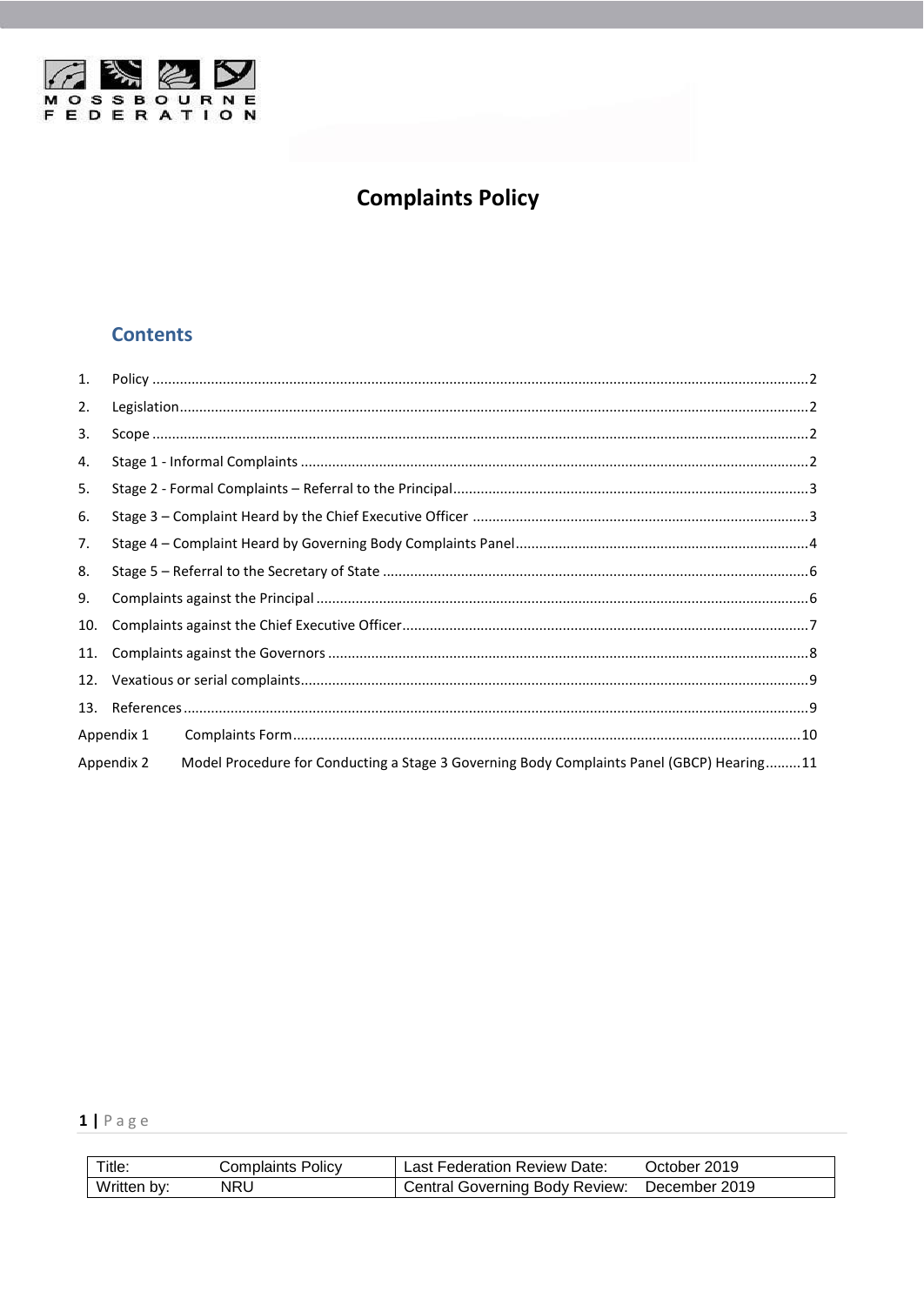MOSSBOURNE FEDERATION

# Complaints Policy

## Contents

1. Policy ....................................................................................................................................................2
2. Legislation ..............................................................................................................................................2
3. Scope ....................................................................................................................................................2
4. Stage 1 - Informal Complaints ...............................................................................................................2
5. Stage 2 - Formal Complaints – Referral to the Principal .......................................................................3
6. Stage 3 – Complaint Heard by the Chief Executive Officer ...................................................................3
7. Stage 4 – Complaint Heard by Governing Body Complaints Panel .......................................................4
8. Stage 5 – Referral to the Secretary of State ..........................................................................................6
9. Complaints against the Principal ...........................................................................................................6
10. Complaints against the Chief Executive Officer ....................................................................................7
11. Complaints against the Governors ........................................................................................................8
12. Vexatious or serial complaints ...............................................................................................................9
13. References .............................................................................................................................................9

Appendix 1 Complaints Form ..................................................................................................................10

Appendix 2 Model Procedure for Conducting a Stage 3 Governing Body Complaints Panel (GBCP) Hearing .........11

| Title: | Complaints Policy | Last Federation Review Date: | October 2019 |
| --- | --- | --- | --- |
| Written by: | NRU | Central Governing Body Review: | December 2019 |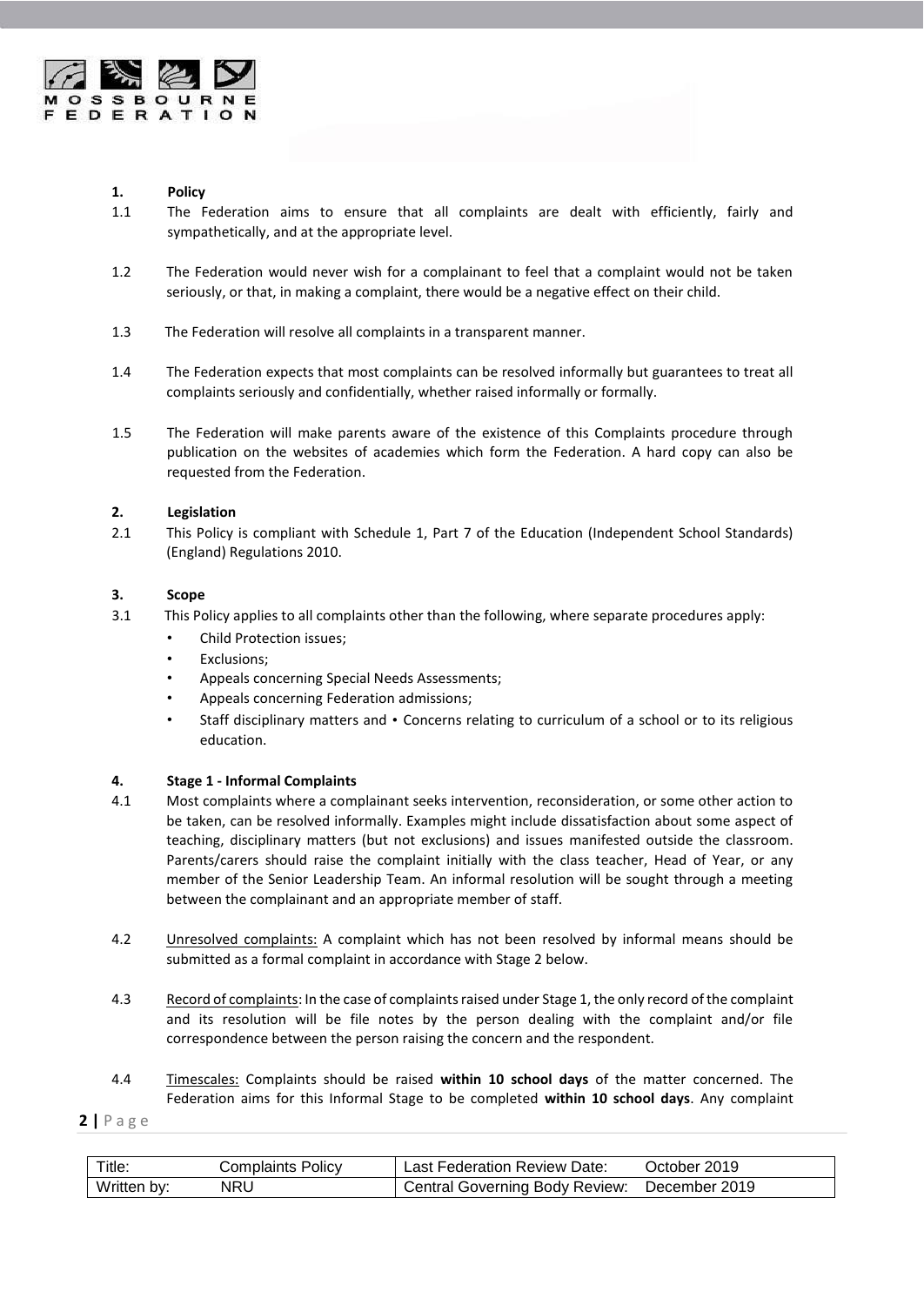## 1. Policy

1.1 The Federation aims to ensure that all complaints are dealt with efficiently, fairly and sympathetically, and at the appropriate level.

1.2 The Federation would never wish for a complainant to feel that a complaint would not be taken seriously, or that, in making a complaint, there would be a negative effect on their child.

1.3 The Federation will resolve all complaints in a transparent manner.

1.4 The Federation expects that most complaints can be resolved informally but guarantees to treat all complaints seriously and confidentially, whether raised informally or formally.

1.5 The Federation will make parents aware of the existence of this Complaints procedure through publication on the websites of academies which form the Federation. A hard copy can also be requested from the Federation.

## 2. Legislation

2.1 This Policy is compliant with Schedule 1, Part 7 of the Education (Independent School Standards) (England) Regulations 2010.

## 3. Scope

3.1 This Policy applies to all complaints other than the following, where separate procedures apply:

- Child Protection issues;
- Exclusions;
- Appeals concerning Special Needs Assessments;
- Appeals concerning Federation admissions;
- Staff disciplinary matters and • Concerns relating to curriculum of a school or to its religious education.

## 4. Stage 1 - Informal Complaints

4.1 Most complaints where a complainant seeks intervention, reconsideration, or some other action to be taken, can be resolved informally. Examples might include dissatisfaction about some aspect of teaching, disciplinary matters (but not exclusions) and issues manifested outside the classroom. Parents/carers should raise the complaint initially with the class teacher, Head of Year, or any member of the Senior Leadership Team. An informal resolution will be sought through a meeting between the complainant and an appropriate member of staff.

4.2 Unresolved complaints: A complaint which has not been resolved by informal means should be submitted as a formal complaint in accordance with Stage 2 below.

4.3 Record of complaints: In the case of complaints raised under Stage 1, the only record of the complaint and its resolution will be file notes by the person dealing with the complaint and/or file correspondence between the person raising the concern and the respondent.

4.4 Timescales: Complaints should be raised **within 10 school days** of the matter concerned. The Federation aims for this Informal Stage to be completed **within 10 school days**. Any complaint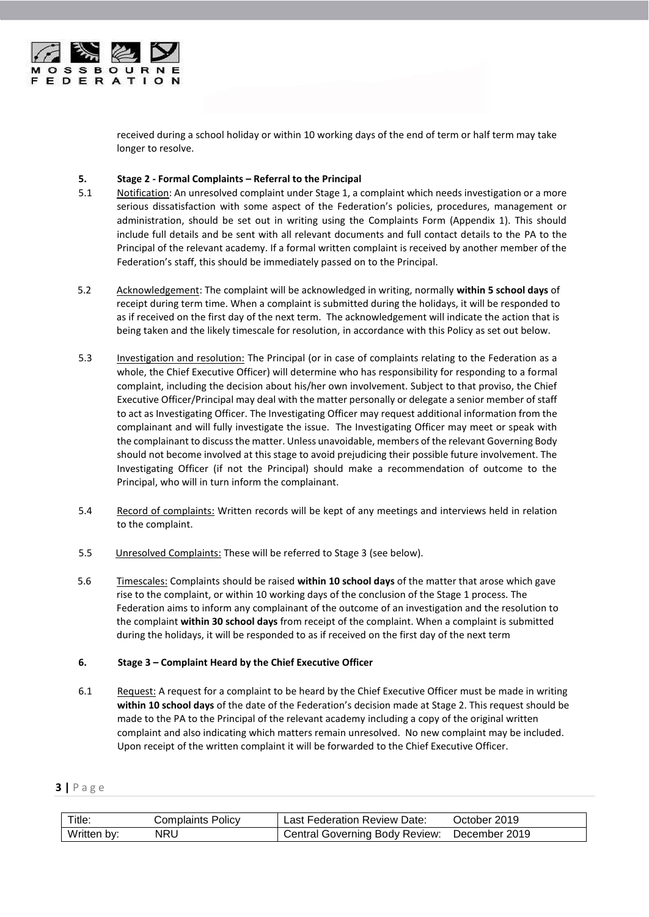received during a school holiday or within 10 working days of the end of term or half term may take longer to resolve.

## 5. Stage 2 - Formal Complaints – Referral to the Principal

5.1 Notification: An unresolved complaint under Stage 1, a complaint which needs investigation or a more serious dissatisfaction with some aspect of the Federation's policies, procedures, management or administration, should be set out in writing using the Complaints Form (Appendix 1). This should include full details and be sent with all relevant documents and full contact details to the PA to the Principal of the relevant academy. If a formal written complaint is received by another member of the Federation's staff, this should be immediately passed on to the Principal.

5.2 Acknowledgement: The complaint will be acknowledged in writing, normally **within 5 school days** of receipt during term time. When a complaint is submitted during the holidays, it will be responded to as if received on the first day of the next term. The acknowledgement will indicate the action that is being taken and the likely timescale for resolution, in accordance with this Policy as set out below.

5.3 Investigation and resolution: The Principal (or in case of complaints relating to the Federation as a whole, the Chief Executive Officer) will determine who has responsibility for responding to a formal complaint, including the decision about his/her own involvement. Subject to that proviso, the Chief Executive Officer/Principal may deal with the matter personally or delegate a senior member of staff to act as Investigating Officer. The Investigating Officer may request additional information from the complainant and will fully investigate the issue. The Investigating Officer may meet or speak with the complainant to discuss the matter. Unless unavoidable, members of the relevant Governing Body should not become involved at this stage to avoid prejudicing their possible future involvement. The Investigating Officer (if not the Principal) should make a recommendation of outcome to the Principal, who will in turn inform the complainant.

5.4 Record of complaints: Written records will be kept of any meetings and interviews held in relation to the complaint.

5.5 Unresolved Complaints: These will be referred to Stage 3 (see below).

5.6 Timescales: Complaints should be raised **within 10 school days** of the matter that arose which gave rise to the complaint, or within 10 working days of the conclusion of the Stage 1 process. The Federation aims to inform any complainant of the outcome of an investigation and the resolution to the complaint **within 30 school days** from receipt of the complaint. When a complaint is submitted during the holidays, it will be responded to as if received on the first day of the next term

## 6. Stage 3 – Complaint Heard by the Chief Executive Officer

6.1 Request: A request for a complaint to be heard by the Chief Executive Officer must be made in writing **within 10 school days** of the date of the Federation's decision made at Stage 2. This request should be made to the PA to the Principal of the relevant academy including a copy of the original written complaint and also indicating which matters remain unresolved. No new complaint may be included. Upon receipt of the written complaint it will be forwarded to the Chief Executive Officer.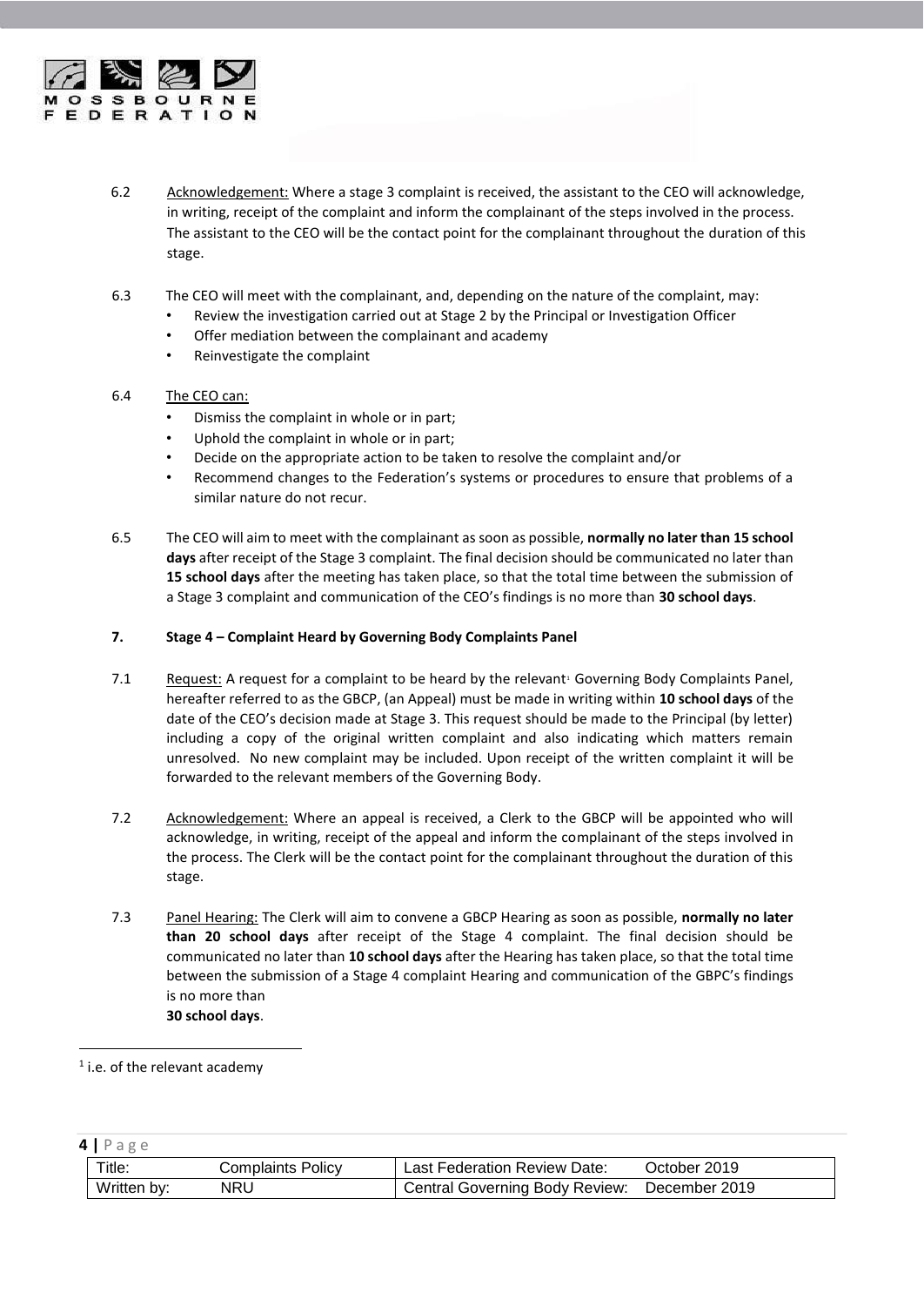6.2 Acknowledgement: Where a stage 3 complaint is received, the assistant to the CEO will acknowledge, in writing, receipt of the complaint and inform the complainant of the steps involved in the process. The assistant to the CEO will be the contact point for the complainant throughout the duration of this stage.

6.3 The CEO will meet with the complainant, and, depending on the nature of the complaint, may:

- Review the investigation carried out at Stage 2 by the Principal or Investigation Officer
- Offer mediation between the complainant and academy
- Reinvestigate the complaint

6.4 The CEO can:

- Dismiss the complaint in whole or in part;
- Uphold the complaint in whole or in part;
- Decide on the appropriate action to be taken to resolve the complaint and/or
- Recommend changes to the Federation's systems or procedures to ensure that problems of a similar nature do not recur.

6.5 The CEO will aim to meet with the complainant as soon as possible, **normally no later than 15 school days** after receipt of the Stage 3 complaint. The final decision should be communicated no later than **15 school days** after the meeting has taken place, so that the total time between the submission of a Stage 3 complaint and communication of the CEO's findings is no more than **30 school days**.

## 7. Stage 4 – Complaint Heard by Governing Body Complaints Panel

7.1 Request: A request for a complaint to be heard by the relevant[1] Governing Body Complaints Panel, hereafter referred to as the GBCP, (an Appeal) must be made in writing within **10 school days** of the date of the CEO's decision made at Stage 3. This request should be made to the Principal (by letter) including a copy of the original written complaint and also indicating which matters remain unresolved. No new complaint may be included. Upon receipt of the written complaint it will be forwarded to the relevant members of the Governing Body.

7.2 Acknowledgement: Where an appeal is received, a Clerk to the GBCP will be appointed who will acknowledge, in writing, receipt of the appeal and inform the complainant of the steps involved in the process. The Clerk will be the contact point for the complainant throughout the duration of this stage.

7.3 Panel Hearing: The Clerk will aim to convene a GBCP Hearing as soon as possible, **normally no later than 20 school days** after receipt of the Stage 4 complaint. The final decision should be communicated no later than **10 school days** after the Hearing has taken place, so that the total time between the submission of a Stage 4 complaint Hearing and communication of the GBPC's findings is no more than **30 school days**.

[1] i.e. of the relevant academy

| Title: | Complaints Policy | Last Federation Review Date: | October 2019 |
|---|---|---|---|
| Written by: | NRU | Central Governing Body Review: | December 2019 |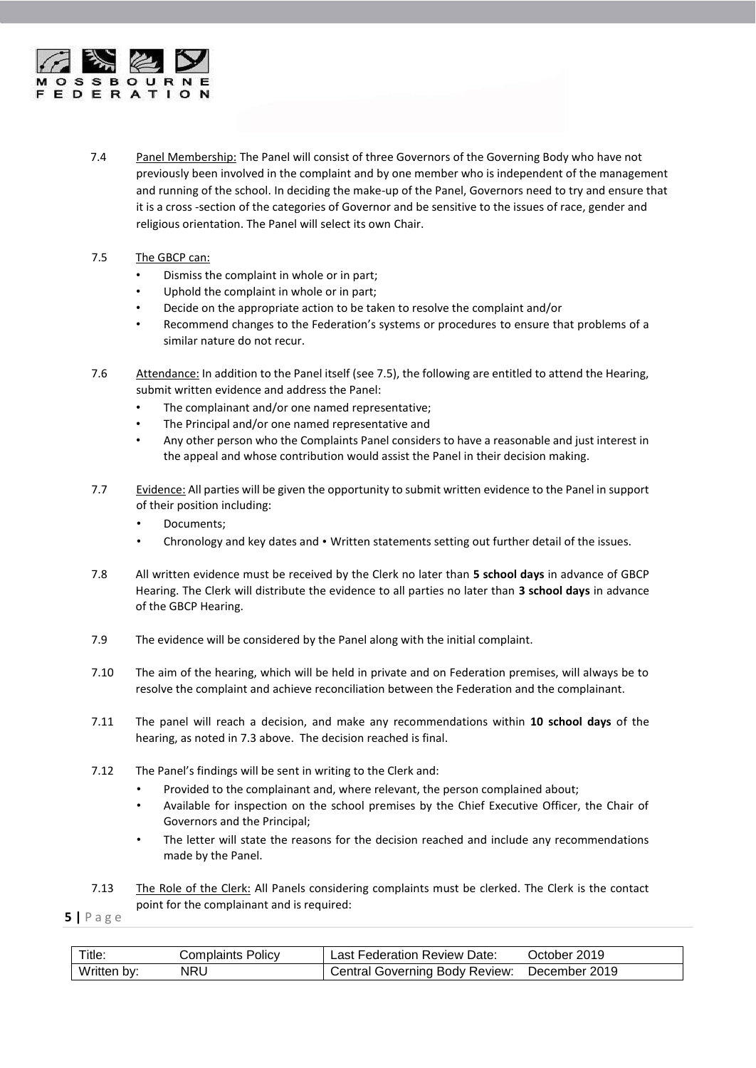7.4 Panel Membership: The Panel will consist of three Governors of the Governing Body who have not previously been involved in the complaint and by one member who is independent of the management and running of the school. In deciding the make-up of the Panel, Governors need to try and ensure that it is a cross -section of the categories of Governor and be sensitive to the issues of race, gender and religious orientation. The Panel will select its own Chair.

7.5 The GBCP can:

- Dismiss the complaint in whole or in part;
- Uphold the complaint in whole or in part;
- Decide on the appropriate action to be taken to resolve the complaint and/or
- Recommend changes to the Federation's systems or procedures to ensure that problems of a similar nature do not recur.

7.6 Attendance: In addition to the Panel itself (see 7.5), the following are entitled to attend the Hearing, submit written evidence and address the Panel:

- The complainant and/or one named representative;
- The Principal and/or one named representative and
- Any other person who the Complaints Panel considers to have a reasonable and just interest in the appeal and whose contribution would assist the Panel in their decision making.

7.7 Evidence: All parties will be given the opportunity to submit written evidence to the Panel in support of their position including:

- Documents;
- Chronology and key dates and • Written statements setting out further detail of the issues.

7.8 All written evidence must be received by the Clerk no later than **5 school days** in advance of GBCP Hearing. The Clerk will distribute the evidence to all parties no later than **3 school days** in advance of the GBCP Hearing.

7.9 The evidence will be considered by the Panel along with the initial complaint.

7.10 The aim of the hearing, which will be held in private and on Federation premises, will always be to resolve the complaint and achieve reconciliation between the Federation and the complainant.

7.11 The panel will reach a decision, and make any recommendations within **10 school days** of the hearing, as noted in 7.3 above. The decision reached is final.

7.12 The Panel's findings will be sent in writing to the Clerk and:

- Provided to the complainant and, where relevant, the person complained about;
- Available for inspection on the school premises by the Chief Executive Officer, the Chair of Governors and the Principal;
- The letter will state the reasons for the decision reached and include any recommendations made by the Panel.

7.13 The Role of the Clerk: All Panels considering complaints must be clerked. The Clerk is the contact point for the complainant and is required: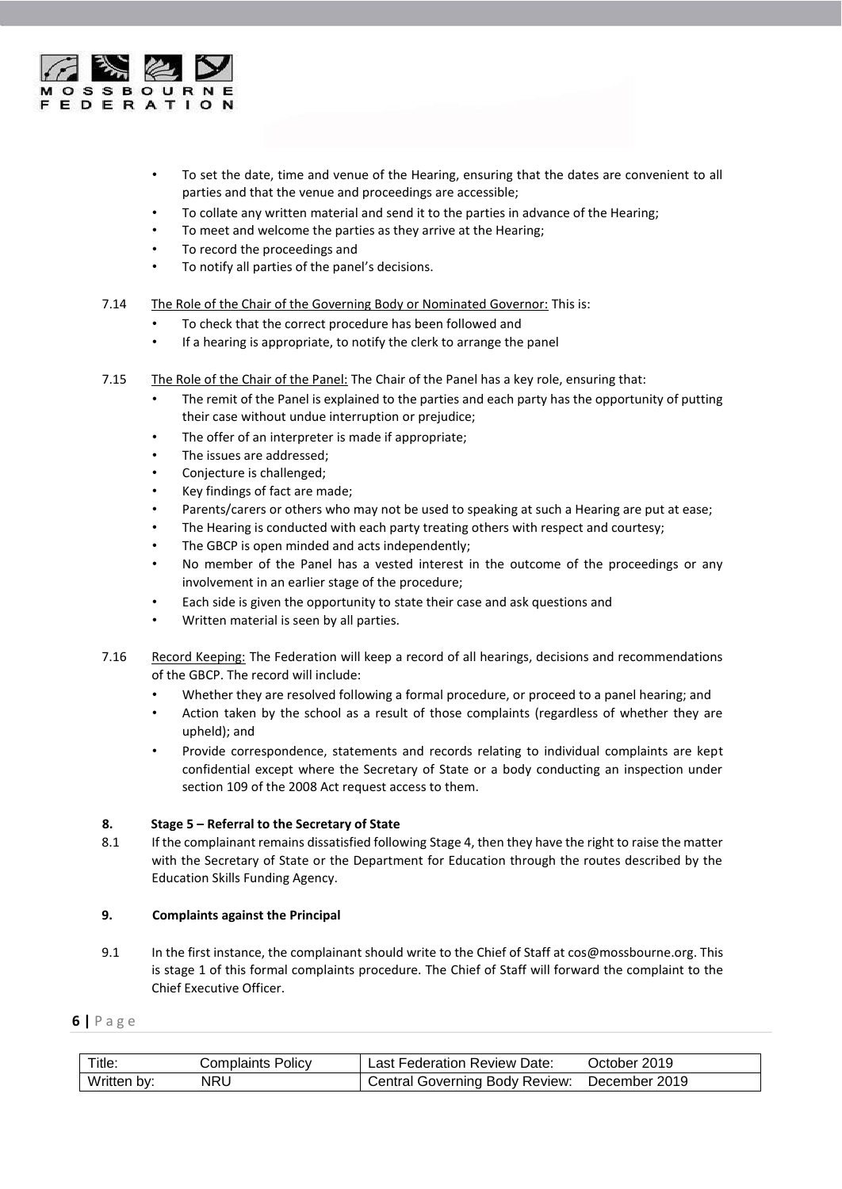- To set the date, time and venue of the Hearing, ensuring that the dates are convenient to all parties and that the venue and proceedings are accessible;
- To collate any written material and send it to the parties in advance of the Hearing;
- To meet and welcome the parties as they arrive at the Hearing;
- To record the proceedings and
- To notify all parties of the panel's decisions.

7.14 The Role of the Chair of the Governing Body or Nominated Governor: This is:

- To check that the correct procedure has been followed and
- If a hearing is appropriate, to notify the clerk to arrange the panel

7.15 The Role of the Chair of the Panel: The Chair of the Panel has a key role, ensuring that:

- The remit of the Panel is explained to the parties and each party has the opportunity of putting their case without undue interruption or prejudice;
- The offer of an interpreter is made if appropriate;
- The issues are addressed;
- Conjecture is challenged;
- Key findings of fact are made;
- Parents/carers or others who may not be used to speaking at such a Hearing are put at ease;
- The Hearing is conducted with each party treating others with respect and courtesy;
- The GBCP is open minded and acts independently;
- No member of the Panel has a vested interest in the outcome of the proceedings or any involvement in an earlier stage of the procedure;
- Each side is given the opportunity to state their case and ask questions and
- Written material is seen by all parties.

7.16 Record Keeping: The Federation will keep a record of all hearings, decisions and recommendations of the GBCP. The record will include:

- Whether they are resolved following a formal procedure, or proceed to a panel hearing; and
- Action taken by the school as a result of those complaints (regardless of whether they are upheld); and
- Provide correspondence, statements and records relating to individual complaints are kept confidential except where the Secretary of State or a body conducting an inspection under section 109 of the 2008 Act request access to them.

## 8. Stage 5 – Referral to the Secretary of State

8.1 If the complainant remains dissatisfied following Stage 4, then they have the right to raise the matter with the Secretary of State or the Department for Education through the routes described by the Education Skills Funding Agency.

## 9. Complaints against the Principal

9.1 In the first instance, the complainant should write to the Chief of Staff at cos@mossbourne.org. This is stage 1 of this formal complaints procedure. The Chief of Staff will forward the complaint to the Chief Executive Officer.

| Title: | Complaints Policy | Last Federation Review Date: | October 2019 |
|---|---|---|---|
| Written by: | NRU | Central Governing Body Review: | December 2019 |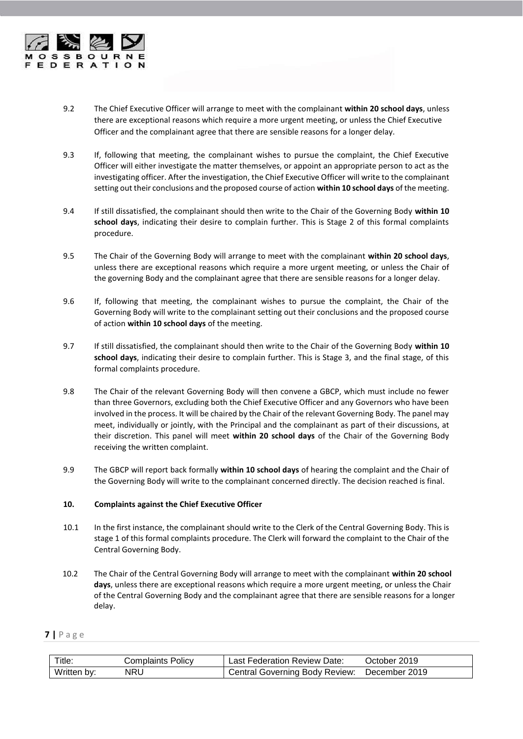9.2 The Chief Executive Officer will arrange to meet with the complainant **within 20 school days**, unless there are exceptional reasons which require a more urgent meeting, or unless the Chief Executive Officer and the complainant agree that there are sensible reasons for a longer delay.

9.3 If, following that meeting, the complainant wishes to pursue the complaint, the Chief Executive Officer will either investigate the matter themselves, or appoint an appropriate person to act as the investigating officer. After the investigation, the Chief Executive Officer will write to the complainant setting out their conclusions and the proposed course of action **within 10 school days** of the meeting.

9.4 If still dissatisfied, the complainant should then write to the Chair of the Governing Body **within 10 school days**, indicating their desire to complain further. This is Stage 2 of this formal complaints procedure.

9.5 The Chair of the Governing Body will arrange to meet with the complainant **within 20 school days**, unless there are exceptional reasons which require a more urgent meeting, or unless the Chair of the governing Body and the complainant agree that there are sensible reasons for a longer delay.

9.6 If, following that meeting, the complainant wishes to pursue the complaint, the Chair of the Governing Body will write to the complainant setting out their conclusions and the proposed course of action **within 10 school days** of the meeting.

9.7 If still dissatisfied, the complainant should then write to the Chair of the Governing Body **within 10 school days**, indicating their desire to complain further. This is Stage 3, and the final stage, of this formal complaints procedure.

9.8 The Chair of the relevant Governing Body will then convene a GBCP, which must include no fewer than three Governors, excluding both the Chief Executive Officer and any Governors who have been involved in the process. It will be chaired by the Chair of the relevant Governing Body. The panel may meet, individually or jointly, with the Principal and the complainant as part of their discussions, at their discretion. This panel will meet **within 20 school days** of the Chair of the Governing Body receiving the written complaint.

9.9 The GBCP will report back formally **within 10 school days** of hearing the complaint and the Chair of the Governing Body will write to the complainant concerned directly. The decision reached is final.

## 10. Complaints against the Chief Executive Officer

10.1 In the first instance, the complainant should write to the Clerk of the Central Governing Body. This is stage 1 of this formal complaints procedure. The Clerk will forward the complaint to the Chair of the Central Governing Body.

10.2 The Chair of the Central Governing Body will arrange to meet with the complainant **within 20 school days**, unless there are exceptional reasons which require a more urgent meeting, or unless the Chair of the Central Governing Body and the complainant agree that there are sensible reasons for a longer delay.

| Title: | Complaints Policy | Last Federation Review Date: | October 2019 |
|---|---|---|---|
| Written by: | NRU | Central Governing Body Review: | December 2019 |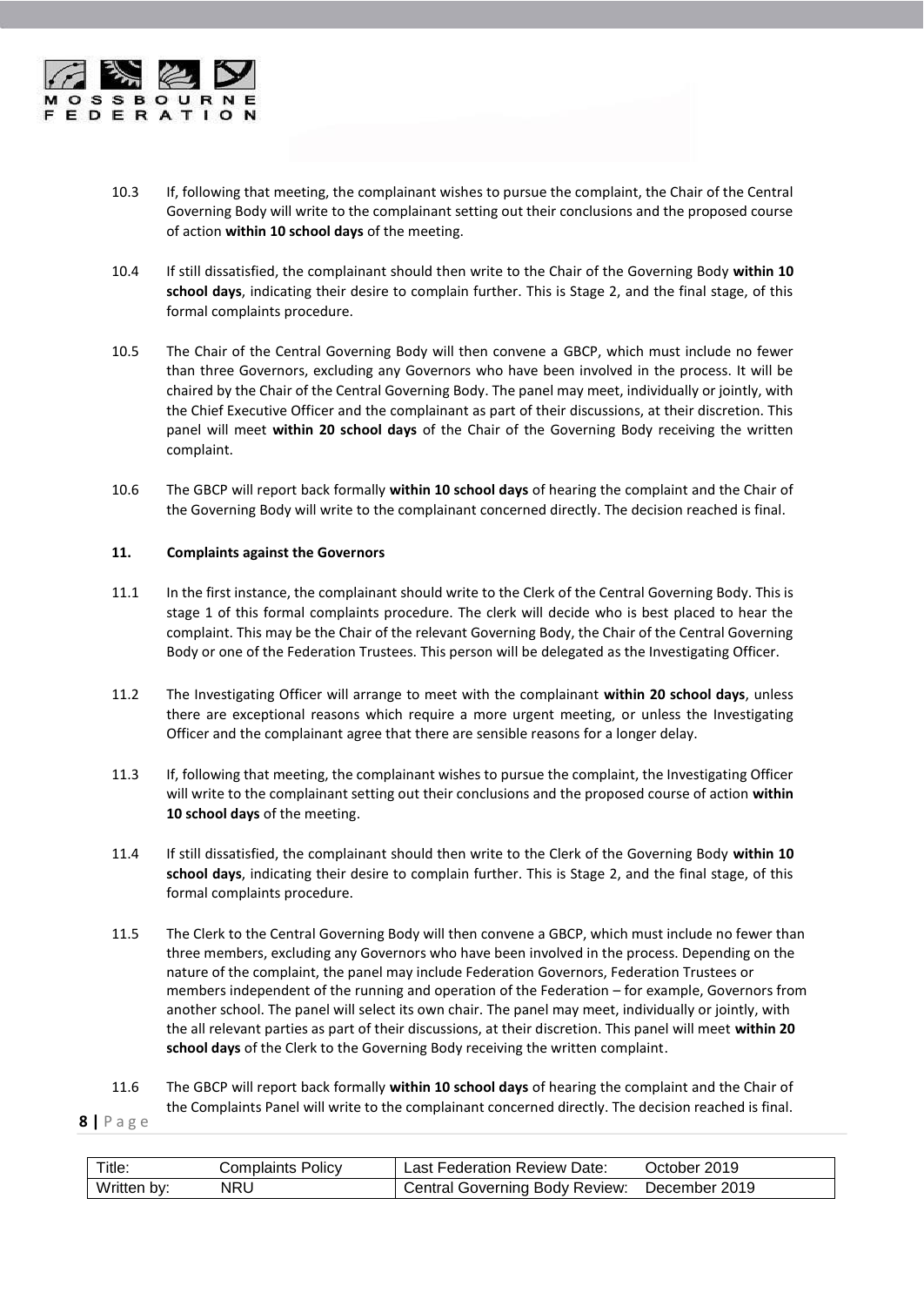10.3 If, following that meeting, the complainant wishes to pursue the complaint, the Chair of the Central Governing Body will write to the complainant setting out their conclusions and the proposed course of action **within 10 school days** of the meeting.

10.4 If still dissatisfied, the complainant should then write to the Chair of the Governing Body **within 10 school days**, indicating their desire to complain further. This is Stage 2, and the final stage, of this formal complaints procedure.

10.5 The Chair of the Central Governing Body will then convene a GBCP, which must include no fewer than three Governors, excluding any Governors who have been involved in the process. It will be chaired by the Chair of the Central Governing Body. The panel may meet, individually or jointly, with the Chief Executive Officer and the complainant as part of their discussions, at their discretion. This panel will meet **within 20 school days** of the Chair of the Governing Body receiving the written complaint.

10.6 The GBCP will report back formally **within 10 school days** of hearing the complaint and the Chair of the Governing Body will write to the complainant concerned directly. The decision reached is final.

## 11. Complaints against the Governors

11.1 In the first instance, the complainant should write to the Clerk of the Central Governing Body. This is stage 1 of this formal complaints procedure. The clerk will decide who is best placed to hear the complaint. This may be the Chair of the relevant Governing Body, the Chair of the Central Governing Body or one of the Federation Trustees. This person will be delegated as the Investigating Officer.

11.2 The Investigating Officer will arrange to meet with the complainant **within 20 school days**, unless there are exceptional reasons which require a more urgent meeting, or unless the Investigating Officer and the complainant agree that there are sensible reasons for a longer delay.

11.3 If, following that meeting, the complainant wishes to pursue the complaint, the Investigating Officer will write to the complainant setting out their conclusions and the proposed course of action **within 10 school days** of the meeting.

11.4 If still dissatisfied, the complainant should then write to the Clerk of the Governing Body **within 10 school days**, indicating their desire to complain further. This is Stage 2, and the final stage, of this formal complaints procedure.

11.5 The Clerk to the Central Governing Body will then convene a GBCP, which must include no fewer than three members, excluding any Governors who have been involved in the process. Depending on the nature of the complaint, the panel may include Federation Governors, Federation Trustees or members independent of the running and operation of the Federation – for example, Governors from another school. The panel will select its own chair. The panel may meet, individually or jointly, with the all relevant parties as part of their discussions, at their discretion. This panel will meet **within 20 school days** of the Clerk to the Governing Body receiving the written complaint.

11.6 The GBCP will report back formally **within 10 school days** of hearing the complaint and the Chair of the Complaints Panel will write to the complainant concerned directly. The decision reached is final.

| Title: | Complaints Policy | Last Federation Review Date: | October 2019 |
|---|---|---|---|
| Written by: | NRU | Central Governing Body Review: | December 2019 |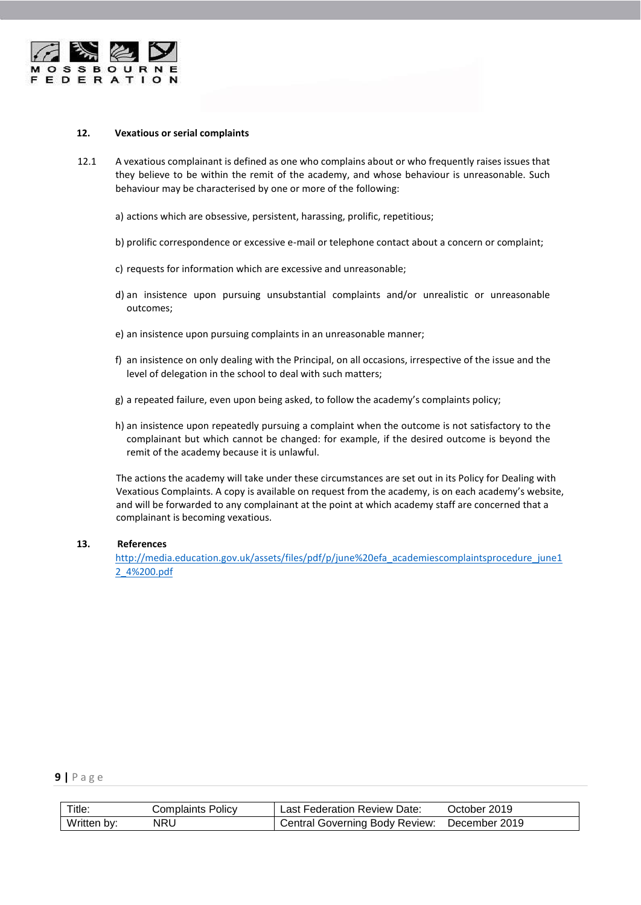## 12. Vexatious or serial complaints

12.1 A vexatious complainant is defined as one who complains about or who frequently raises issues that they believe to be within the remit of the academy, and whose behaviour is unreasonable. Such behaviour may be characterised by one or more of the following:

a) actions which are obsessive, persistent, harassing, prolific, repetitious;

b) prolific correspondence or excessive e-mail or telephone contact about a concern or complaint;

c) requests for information which are excessive and unreasonable;

d) an insistence upon pursuing unsubstantial complaints and/or unrealistic or unreasonable outcomes;

e) an insistence upon pursuing complaints in an unreasonable manner;

f) an insistence on only dealing with the Principal, on all occasions, irrespective of the issue and the level of delegation in the school to deal with such matters;

g) a repeated failure, even upon being asked, to follow the academy's complaints policy;

h) an insistence upon repeatedly pursuing a complaint when the outcome is not satisfactory to the complainant but which cannot be changed: for example, if the desired outcome is beyond the remit of the academy because it is unlawful.

The actions the academy will take under these circumstances are set out in its Policy for Dealing with Vexatious Complaints. A copy is available on request from the academy, is on each academy's website, and will be forwarded to any complainant at the point at which academy staff are concerned that a complainant is becoming vexatious.

## 13. References

http://media.education.gov.uk/assets/files/pdf/p/june%20efa_academiescomplaintsprocedure_june12_4%200.pdf

| Title: | Complaints Policy | Last Federation Review Date: | October 2019 |
|---|---|---|---|
| Written by: | NRU | Central Governing Body Review: | December 2019 |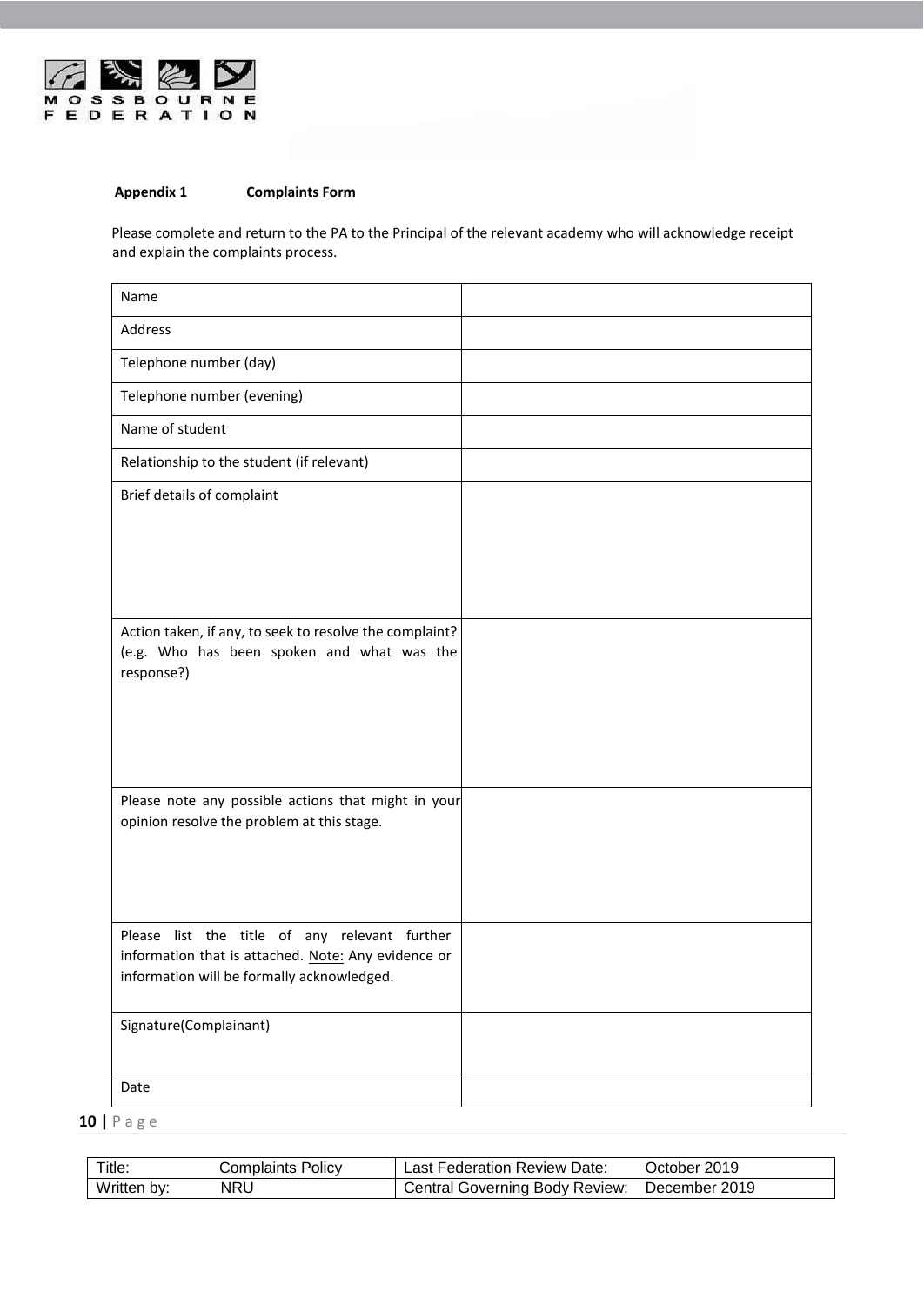**Appendix 1 Complaints Form**

Please complete and return to the PA to the Principal of the relevant academy who will acknowledge receipt and explain the complaints process.

| | |
|---|---|
| Name | |
| Address | |
| Telephone number (day) | |
| Telephone number (evening) | |
| Name of student | |
| Relationship to the student (if relevant) | |
| Brief details of complaint | |
| Action taken, if any, to seek to resolve the complaint? (e.g. Who has been spoken and what was the response?) | |
| Please note any possible actions that might in your opinion resolve the problem at this stage. | |
| Please list the title of any relevant further information that is attached. Note: Any evidence or information will be formally acknowledged. | |
| Signature(Complainant) | |
| Date | |

| Title: | Complaints Policy | Last Federation Review Date: | October 2019 |
|---|---|---|---|
| Written by: | NRU | Central Governing Body Review: | December 2019 |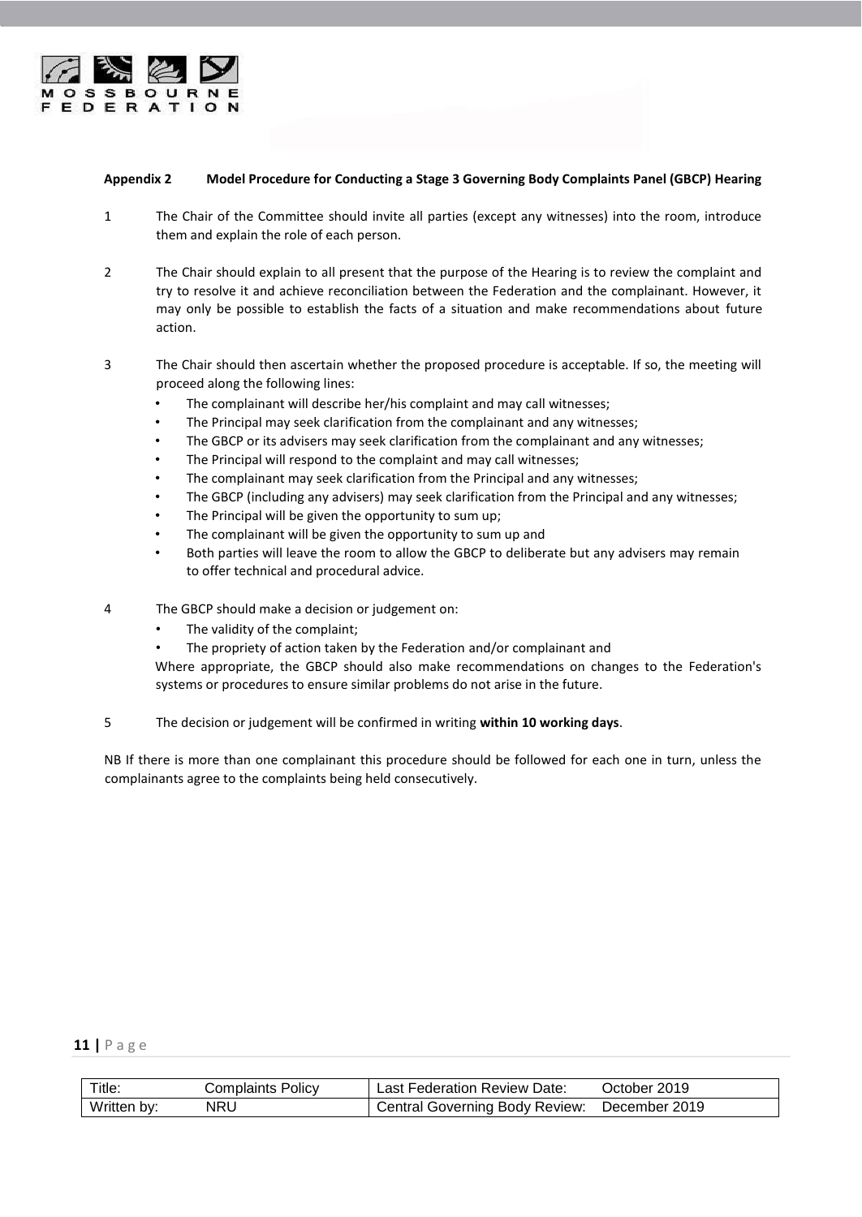## Appendix 2 Model Procedure for Conducting a Stage 3 Governing Body Complaints Panel (GBCP) Hearing

1. The Chair of the Committee should invite all parties (except any witnesses) into the room, introduce them and explain the role of each person.

2. The Chair should explain to all present that the purpose of the Hearing is to review the complaint and try to resolve it and achieve reconciliation between the Federation and the complainant. However, it may only be possible to establish the facts of a situation and make recommendations about future action.

3. The Chair should then ascertain whether the proposed procedure is acceptable. If so, the meeting will proceed along the following lines:
   - The complainant will describe her/his complaint and may call witnesses;
   - The Principal may seek clarification from the complainant and any witnesses;
   - The GBCP or its advisers may seek clarification from the complainant and any witnesses;
   - The Principal will respond to the complaint and may call witnesses;
   - The complainant may seek clarification from the Principal and any witnesses;
   - The GBCP (including any advisers) may seek clarification from the Principal and any witnesses;
   - The Principal will be given the opportunity to sum up;
   - The complainant will be given the opportunity to sum up and
   - Both parties will leave the room to allow the GBCP to deliberate but any advisers may remain to offer technical and procedural advice.

4. The GBCP should make a decision or judgement on:
   - The validity of the complaint;
   - The propriety of action taken by the Federation and/or complainant and

   Where appropriate, the GBCP should also make recommendations on changes to the Federation's systems or procedures to ensure similar problems do not arise in the future.

5. The decision or judgement will be confirmed in writing **within 10 working days**.

NB If there is more than one complainant this procedure should be followed for each one in turn, unless the complainants agree to the complaints being held consecutively.

| | | | |
|---|---|---|---|
| Title: | Complaints Policy | Last Federation Review Date: | October 2019 |
| Written by: | NRU | Central Governing Body Review: | December 2019 |